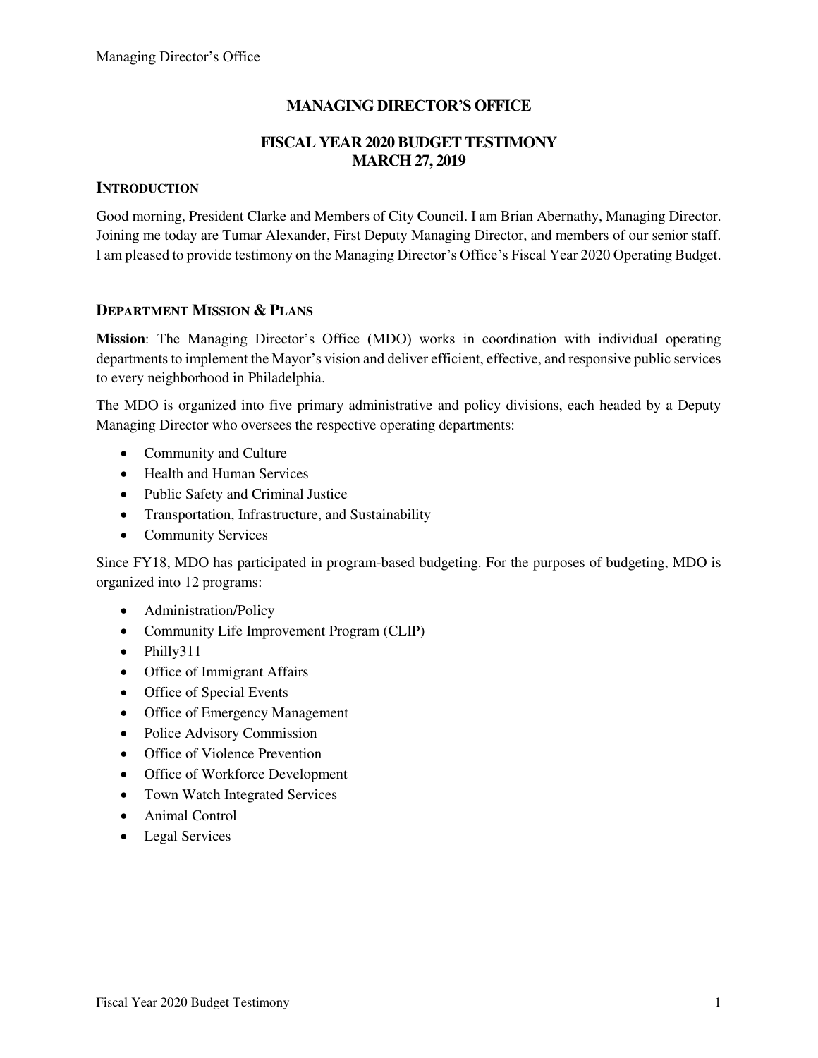# MANAGING DIRECTOR'S OFFICE

## FISCAL YEAR 2020 BUDGET TESTIMONY
## MARCH 27, 2019

### INTRODUCTION

Good morning, President Clarke and Members of City Council. I am Brian Abernathy, Managing Director. Joining me today are Tumar Alexander, First Deputy Managing Director, and members of our senior staff. I am pleased to provide testimony on the Managing Director's Office's Fiscal Year 2020 Operating Budget.

### DEPARTMENT MISSION & PLANS

**Mission**: The Managing Director's Office (MDO) works in coordination with individual operating departments to implement the Mayor's vision and deliver efficient, effective, and responsive public services to every neighborhood in Philadelphia.

The MDO is organized into five primary administrative and policy divisions, each headed by a Deputy Managing Director who oversees the respective operating departments:

- Community and Culture
- Health and Human Services
- Public Safety and Criminal Justice
- Transportation, Infrastructure, and Sustainability
- Community Services

Since FY18, MDO has participated in program-based budgeting. For the purposes of budgeting, MDO is organized into 12 programs:

- Administration/Policy
- Community Life Improvement Program (CLIP)
- Philly311
- Office of Immigrant Affairs
- Office of Special Events
- Office of Emergency Management
- Police Advisory Commission
- Office of Violence Prevention
- Office of Workforce Development
- Town Watch Integrated Services
- Animal Control
- Legal Services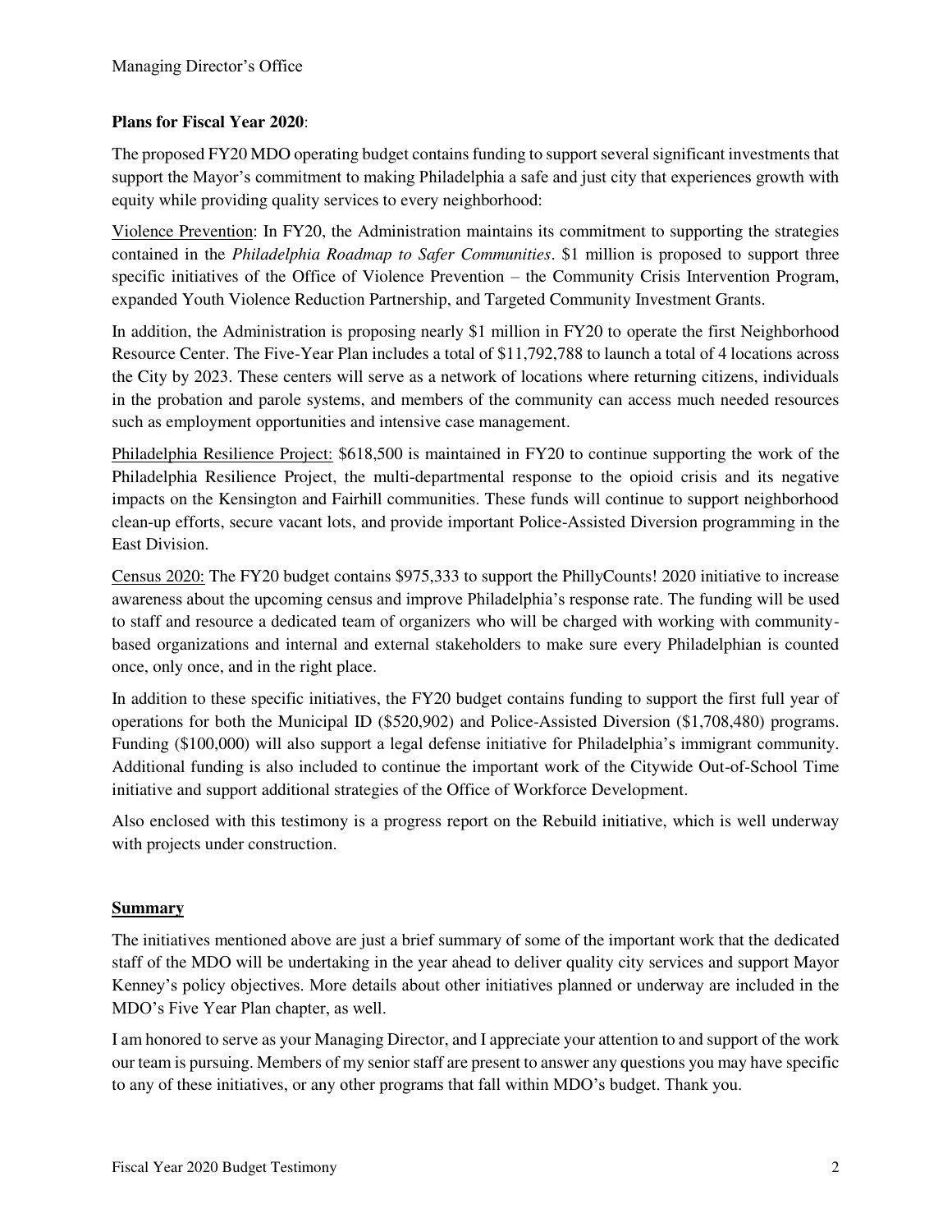**Plans for Fiscal Year 2020**:

The proposed FY20 MDO operating budget contains funding to support several significant investments that support the Mayor's commitment to making Philadelphia a safe and just city that experiences growth with equity while providing quality services to every neighborhood:

Violence Prevention: In FY20, the Administration maintains its commitment to supporting the strategies contained in the *Philadelphia Roadmap to Safer Communities*. $1 million is proposed to support three specific initiatives of the Office of Violence Prevention – the Community Crisis Intervention Program, expanded Youth Violence Reduction Partnership, and Targeted Community Investment Grants.

In addition, the Administration is proposing nearly $1 million in FY20 to operate the first Neighborhood Resource Center. The Five-Year Plan includes a total of $11,792,788 to launch a total of 4 locations across the City by 2023. These centers will serve as a network of locations where returning citizens, individuals in the probation and parole systems, and members of the community can access much needed resources such as employment opportunities and intensive case management.

Philadelphia Resilience Project: $618,500 is maintained in FY20 to continue supporting the work of the Philadelphia Resilience Project, the multi-departmental response to the opioid crisis and its negative impacts on the Kensington and Fairhill communities. These funds will continue to support neighborhood clean-up efforts, secure vacant lots, and provide important Police-Assisted Diversion programming in the East Division.

Census 2020: The FY20 budget contains $975,333 to support the PhillyCounts! 2020 initiative to increase awareness about the upcoming census and improve Philadelphia's response rate. The funding will be used to staff and resource a dedicated team of organizers who will be charged with working with community-based organizations and internal and external stakeholders to make sure every Philadelphian is counted once, only once, and in the right place.

In addition to these specific initiatives, the FY20 budget contains funding to support the first full year of operations for both the Municipal ID ($520,902) and Police-Assisted Diversion ($1,708,480) programs. Funding ($100,000) will also support a legal defense initiative for Philadelphia's immigrant community. Additional funding is also included to continue the important work of the Citywide Out-of-School Time initiative and support additional strategies of the Office of Workforce Development.

Also enclosed with this testimony is a progress report on the Rebuild initiative, which is well underway with projects under construction.

## Summary

The initiatives mentioned above are just a brief summary of some of the important work that the dedicated staff of the MDO will be undertaking in the year ahead to deliver quality city services and support Mayor Kenney's policy objectives. More details about other initiatives planned or underway are included in the MDO's Five Year Plan chapter, as well.

I am honored to serve as your Managing Director, and I appreciate your attention to and support of the work our team is pursuing. Members of my senior staff are present to answer any questions you may have specific to any of these initiatives, or any other programs that fall within MDO's budget. Thank you.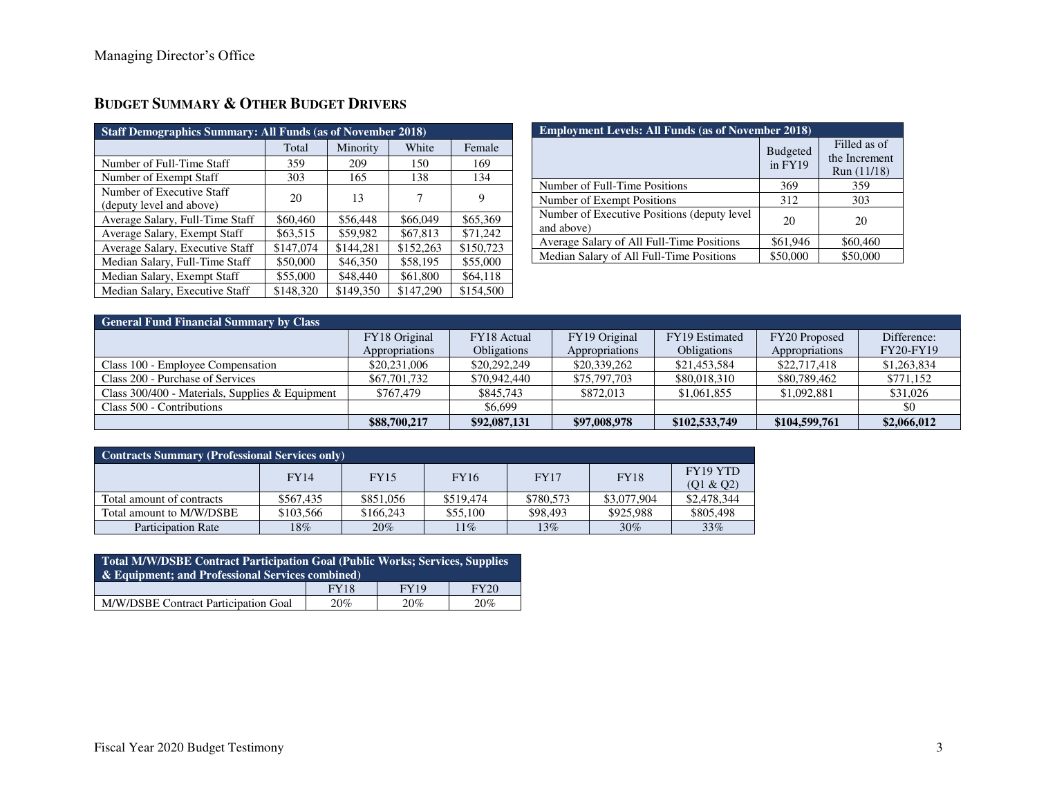## BUDGET SUMMARY & OTHER BUDGET DRIVERS

| Staff Demographics Summary: All Funds (as of November 2018) | | | | |
|---|---|---|---|---|
| | Total | Minority | White | Female |
| Number of Full-Time Staff | 359 | 209 | 150 | 169 |
| Number of Exempt Staff | 303 | 165 | 138 | 134 |
| Number of Executive Staff (deputy level and above) | 20 | 13 | 7 | 9 |
| Average Salary, Full-Time Staff | $60,460 | $56,448 | $66,049 | $65,369 |
| Average Salary, Exempt Staff | $63,515 | $59,982 | $67,813 | $71,242 |
| Average Salary, Executive Staff | $147,074 | $144,281 | $152,263 | $150,723 |
| Median Salary, Full-Time Staff | $50,000 | $46,350 | $58,195 | $55,000 |
| Median Salary, Exempt Staff | $55,000 | $48,440 | $61,800 | $64,118 |
| Median Salary, Executive Staff | $148,320 | $149,350 | $147,290 | $154,500 |

| Employment Levels: All Funds (as of November 2018) | | |
|---|---|---|
| | Budgeted in FY19 | Filled as of the Increment Run (11/18) |
| Number of Full-Time Positions | 369 | 359 |
| Number of Exempt Positions | 312 | 303 |
| Number of Executive Positions (deputy level and above) | 20 | 20 |
| Average Salary of All Full-Time Positions | $61,946 | $60,460 |
| Median Salary of All Full-Time Positions | $50,000 | $50,000 |

| General Fund Financial Summary by Class | | | | | | |
|---|---|---|---|---|---|---|
| | FY18 Original Appropriations | FY18 Actual Obligations | FY19 Original Appropriations | FY19 Estimated Obligations | FY20 Proposed Appropriations | Difference: FY20-FY19 |
| Class 100 - Employee Compensation | $20,231,006 | $20,292,249 | $20,339,262 | $21,453,584 | $22,717,418 | $1,263,834 |
| Class 200 - Purchase of Services | $67,701,732 | $70,942,440 | $75,797,703 | $80,018,310 | $80,789,462 | $771,152 |
| Class 300/400 - Materials, Supplies & Equipment | $767,479 | $845,743 | $872,013 | $1,061,855 | $1,092,881 | $31,026 |
| Class 500 - Contributions | | $6,699 | | | | $0 |
| | **$88,700,217** | **$92,087,131** | **$97,008,978** | **$102,533,749** | **$104,599,761** | **$2,066,012** |

| Contracts Summary (Professional Services only) | | | | | | |
|---|---|---|---|---|---|---|
| | FY14 | FY15 | FY16 | FY17 | FY18 | FY19 YTD (Q1 & Q2) |
| Total amount of contracts | $567,435 | $851,056 | $519,474 | $780,573 | $3,077,904 | $2,478,344 |
| Total amount to M/W/DSBE | $103,566 | $166,243 | $55,100 | $98,493 | $925,988 | $805,498 |
| Participation Rate | 18% | 20% | 11% | 13% | 30% | 33% |

| Total M/W/DSBE Contract Participation Goal (Public Works; Services, Supplies & Equipment; and Professional Services combined) | | | |
|---|---|---|---|
| | FY18 | FY19 | FY20 |
| M/W/DSBE Contract Participation Goal | 20% | 20% | 20% |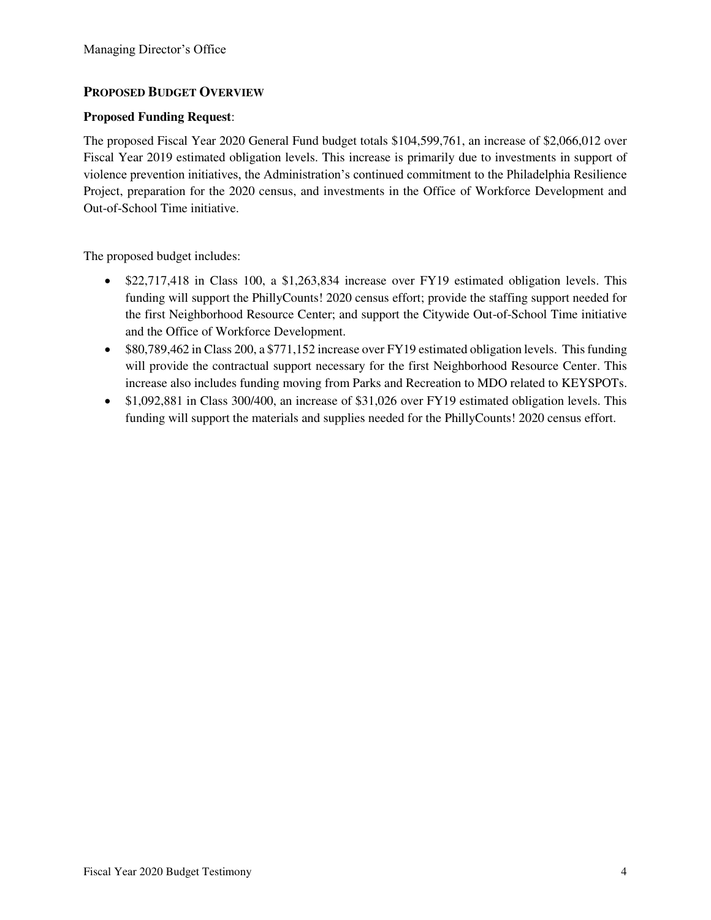## PROPOSED BUDGET OVERVIEW

**Proposed Funding Request**:

The proposed Fiscal Year 2020 General Fund budget totals $104,599,761, an increase of $2,066,012 over Fiscal Year 2019 estimated obligation levels. This increase is primarily due to investments in support of violence prevention initiatives, the Administration's continued commitment to the Philadelphia Resilience Project, preparation for the 2020 census, and investments in the Office of Workforce Development and Out-of-School Time initiative.

The proposed budget includes:

- $22,717,418 in Class 100, a $1,263,834 increase over FY19 estimated obligation levels. This funding will support the PhillyCounts! 2020 census effort; provide the staffing support needed for the first Neighborhood Resource Center; and support the Citywide Out-of-School Time initiative and the Office of Workforce Development.
- $80,789,462 in Class 200, a $771,152 increase over FY19 estimated obligation levels. This funding will provide the contractual support necessary for the first Neighborhood Resource Center. This increase also includes funding moving from Parks and Recreation to MDO related to KEYSPOTs.
- $1,092,881 in Class 300/400, an increase of $31,026 over FY19 estimated obligation levels. This funding will support the materials and supplies needed for the PhillyCounts! 2020 census effort.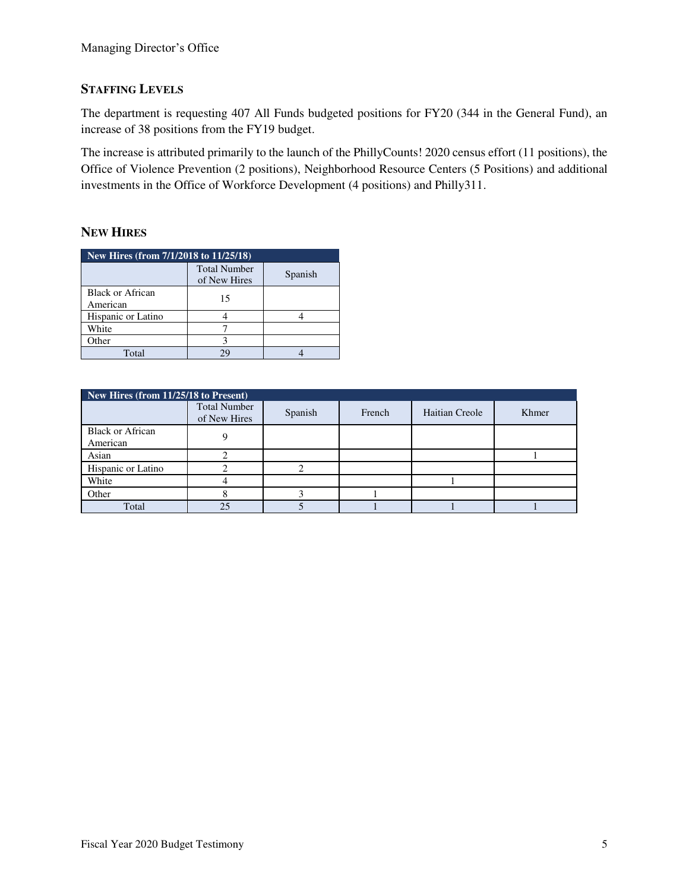## STAFFING LEVELS

The department is requesting 407 All Funds budgeted positions for FY20 (344 in the General Fund), an increase of 38 positions from the FY19 budget.

The increase is attributed primarily to the launch of the PhillyCounts! 2020 census effort (11 positions), the Office of Violence Prevention (2 positions), Neighborhood Resource Centers (5 Positions) and additional investments in the Office of Workforce Development (4 positions) and Philly311.

## NEW HIRES

| New Hires (from 7/1/2018 to 11/25/18) | | |
|---|---|---|
| | Total Number of New Hires | Spanish |
| Black or African American | 15 | |
| Hispanic or Latino | 4 | 4 |
| White | 7 | |
| Other | 3 | |
| Total | 29 | 4 |

| New Hires (from 11/25/18 to Present) | | | | | |
|---|---|---|---|---|---|
| | Total Number of New Hires | Spanish | French | Haitian Creole | Khmer |
| Black or African American | 9 | | | | |
| Asian | 2 | | | | 1 |
| Hispanic or Latino | 2 | 2 | | | |
| White | 4 | | | 1 | |
| Other | 8 | 3 | 1 | | |
| Total | 25 | 5 | 1 | 1 | 1 |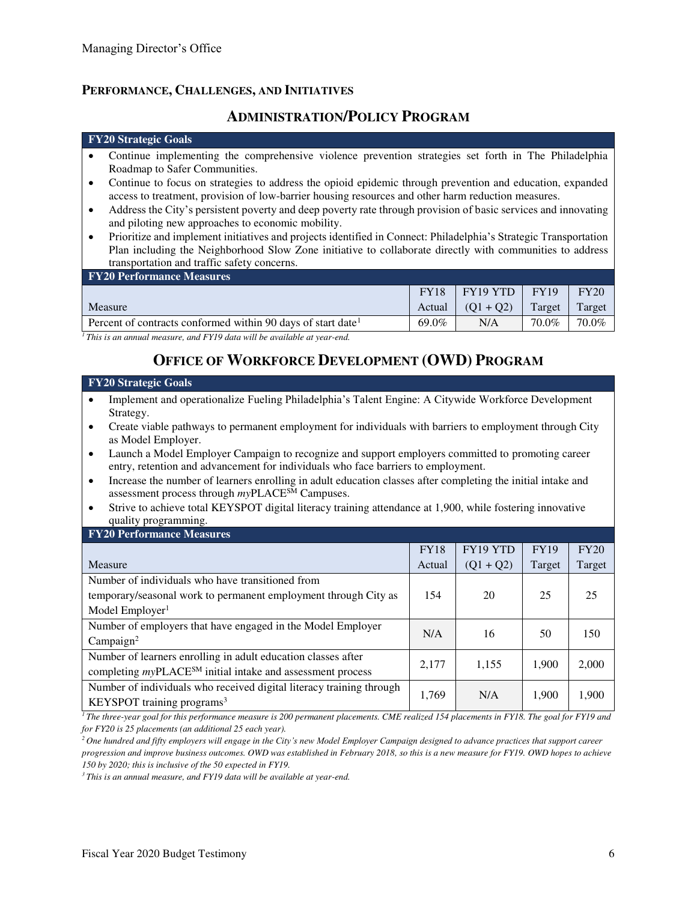## PERFORMANCE, CHALLENGES, AND INITIATIVES

### ADMINISTRATION/POLICY PROGRAM

**FY20 Strategic Goals**

- Continue implementing the comprehensive violence prevention strategies set forth in The Philadelphia Roadmap to Safer Communities.
- Continue to focus on strategies to address the opioid epidemic through prevention and education, expanded access to treatment, provision of low-barrier housing resources and other harm reduction measures.
- Address the City's persistent poverty and deep poverty rate through provision of basic services and innovating and piloting new approaches to economic mobility.
- Prioritize and implement initiatives and projects identified in Connect: Philadelphia's Strategic Transportation Plan including the Neighborhood Slow Zone initiative to collaborate directly with communities to address transportation and traffic safety concerns.

**FY20 Performance Measures**

| Measure | FY18 Actual | FY19 YTD (Q1 + Q2) | FY19 Target | FY20 Target |
|---|---|---|---|---|
| Percent of contracts conformed within 90 days of start date[1] | 69.0% | N/A | 70.0% | 70.0% |

*[1] This is an annual measure, and FY19 data will be available at year-end.*

### OFFICE OF WORKFORCE DEVELOPMENT (OWD) PROGRAM

**FY20 Strategic Goals**

- Implement and operationalize Fueling Philadelphia's Talent Engine: A Citywide Workforce Development Strategy.
- Create viable pathways to permanent employment for individuals with barriers to employment through City as Model Employer.
- Launch a Model Employer Campaign to recognize and support employers committed to promoting career entry, retention and advancement for individuals who face barriers to employment.
- Increase the number of learners enrolling in adult education classes after completing the initial intake and assessment process through *my*PLACE℠ Campuses.
- Strive to achieve total KEYSPOT digital literacy training attendance at 1,900, while fostering innovative quality programming.

**FY20 Performance Measures**

| Measure | FY18 Actual | FY19 YTD (Q1 + Q2) | FY19 Target | FY20 Target |
|---|---|---|---|---|
| Number of individuals who have transitioned from temporary/seasonal work to permanent employment through City as Model Employer[1] | 154 | 20 | 25 | 25 |
| Number of employers that have engaged in the Model Employer Campaign[2] | N/A | 16 | 50 | 150 |
| Number of learners enrolling in adult education classes after completing *my*PLACE℠ initial intake and assessment process | 2,177 | 1,155 | 1,900 | 2,000 |
| Number of individuals who received digital literacy training through KEYSPOT training programs[3] | 1,769 | N/A | 1,900 | 1,900 |

*[1] The three-year goal for this performance measure is 200 permanent placements. CME realized 154 placements in FY18. The goal for FY19 and for FY20 is 25 placements (an additional 25 each year).*

*[2] One hundred and fifty employers will engage in the City's new Model Employer Campaign designed to advance practices that support career progression and improve business outcomes. OWD was established in February 2018, so this is a new measure for FY19. OWD hopes to achieve 150 by 2020; this is inclusive of the 50 expected in FY19.*

*[3] This is an annual measure, and FY19 data will be available at year-end.*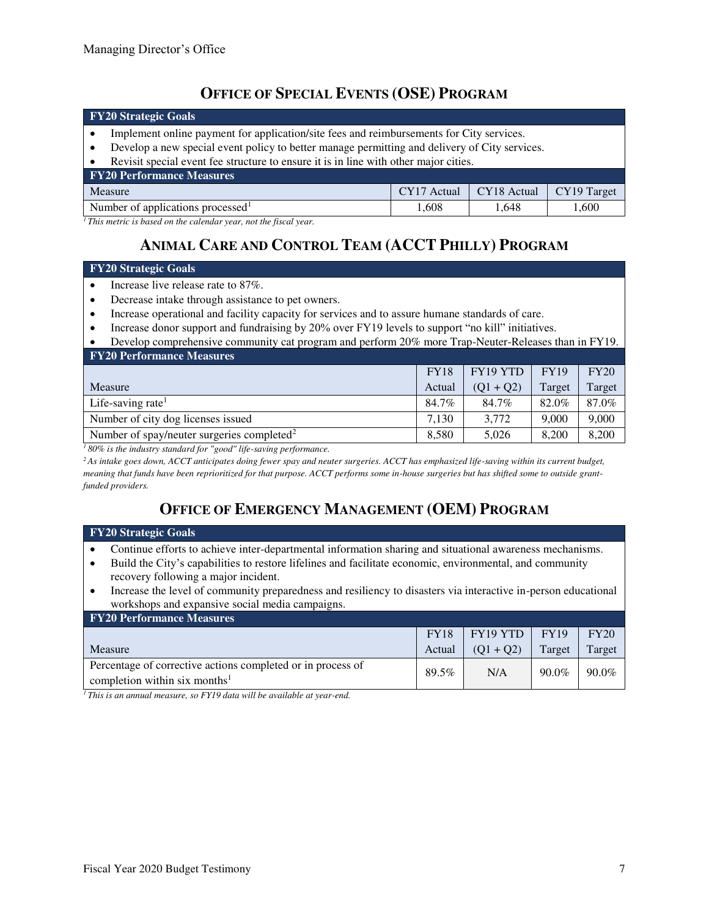## OFFICE OF SPECIAL EVENTS (OSE) PROGRAM

**FY20 Strategic Goals**

- Implement online payment for application/site fees and reimbursements for City services.
- Develop a new special event policy to better manage permitting and delivery of City services.
- Revisit special event fee structure to ensure it is in line with other major cities.

**FY20 Performance Measures**

| Measure | CY17 Actual | CY18 Actual | CY19 Target |
|---|---|---|---|
| Number of applications processed[1] | 1,608 | 1,648 | 1,600 |

*[1] This metric is based on the calendar year, not the fiscal year.*

## ANIMAL CARE AND CONTROL TEAM (ACCT PHILLY) PROGRAM

**FY20 Strategic Goals**

- Increase live release rate to 87%.
- Decrease intake through assistance to pet owners.
- Increase operational and facility capacity for services and to assure humane standards of care.
- Increase donor support and fundraising by 20% over FY19 levels to support "no kill" initiatives.
- Develop comprehensive community cat program and perform 20% more Trap-Neuter-Releases than in FY19.

**FY20 Performance Measures**

| Measure | FY18 Actual | FY19 YTD (Q1 + Q2) | FY19 Target | FY20 Target |
|---|---|---|---|---|
| Life-saving rate[1] | 84.7% | 84.7% | 82.0% | 87.0% |
| Number of city dog licenses issued | 7,130 | 3,772 | 9,000 | 9,000 |
| Number of spay/neuter surgeries completed[2] | 8,580 | 5,026 | 8,200 | 8,200 |

*[1] 80% is the industry standard for "good" life-saving performance.*

*[2] As intake goes down, ACCT anticipates doing fewer spay and neuter surgeries. ACCT has emphasized life-saving within its current budget, meaning that funds have been reprioritized for that purpose. ACCT performs some in-house surgeries but has shifted some to outside grant-funded providers.*

## OFFICE OF EMERGENCY MANAGEMENT (OEM) PROGRAM

**FY20 Strategic Goals**

- Continue efforts to achieve inter-departmental information sharing and situational awareness mechanisms.
- Build the City's capabilities to restore lifelines and facilitate economic, environmental, and community recovery following a major incident.
- Increase the level of community preparedness and resiliency to disasters via interactive in-person educational workshops and expansive social media campaigns.

**FY20 Performance Measures**

| Measure | FY18 Actual | FY19 YTD (Q1 + Q2) | FY19 Target | FY20 Target |
|---|---|---|---|---|
| Percentage of corrective actions completed or in process of completion within six months[1] | 89.5% | N/A | 90.0% | 90.0% |

*[1] This is an annual measure, so FY19 data will be available at year-end.*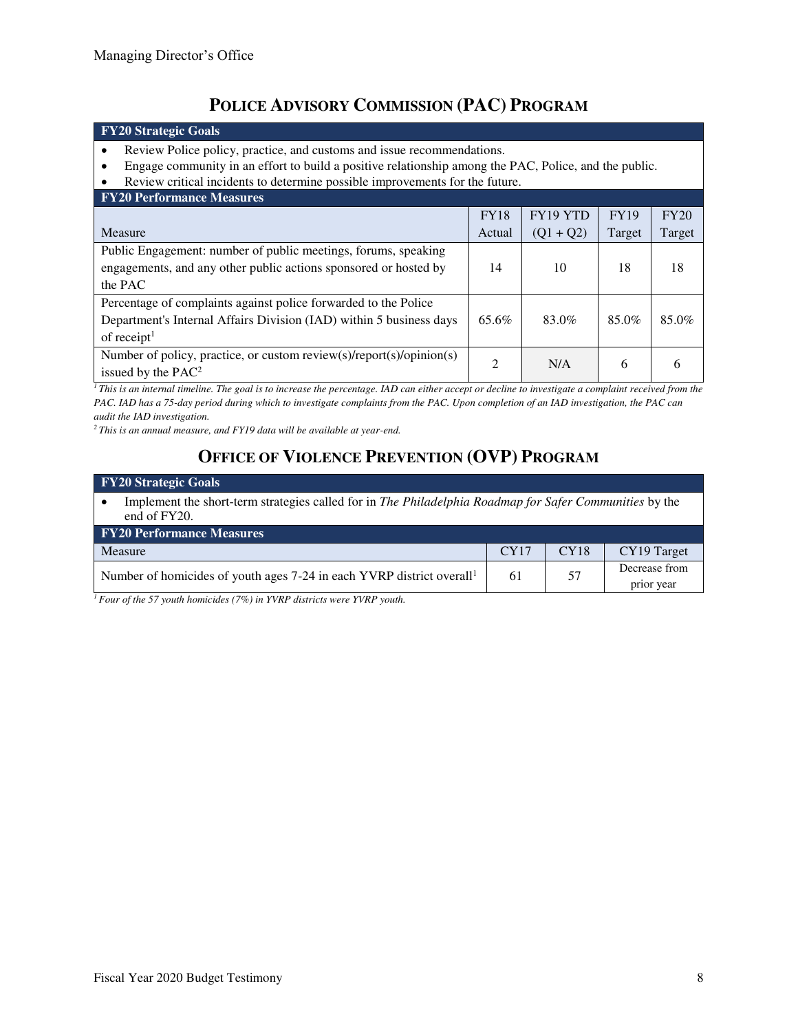## POLICE ADVISORY COMMISSION (PAC) PROGRAM

**FY20 Strategic Goals**

- Review Police policy, practice, and customs and issue recommendations.
- Engage community in an effort to build a positive relationship among the PAC, Police, and the public.
- Review critical incidents to determine possible improvements for the future.

**FY20 Performance Measures**

| Measure | FY18 Actual | FY19 YTD (Q1 + Q2) | FY19 Target | FY20 Target |
|---|---|---|---|---|
| Public Engagement: number of public meetings, forums, speaking engagements, and any other public actions sponsored or hosted by the PAC | 14 | 10 | 18 | 18 |
| Percentage of complaints against police forwarded to the Police Department's Internal Affairs Division (IAD) within 5 business days of receipt[1] | 65.6% | 83.0% | 85.0% | 85.0% |
| Number of policy, practice, or custom review(s)/report(s)/opinion(s) issued by the PAC[2] | 2 | N/A | 6 | 6 |

*[1] This is an internal timeline. The goal is to increase the percentage. IAD can either accept or decline to investigate a complaint received from the PAC. IAD has a 75-day period during which to investigate complaints from the PAC. Upon completion of an IAD investigation, the PAC can audit the IAD investigation.*

*[2] This is an annual measure, and FY19 data will be available at year-end.*

## OFFICE OF VIOLENCE PREVENTION (OVP) PROGRAM

**FY20 Strategic Goals**

- Implement the short-term strategies called for in *The Philadelphia Roadmap for Safer Communities* by the end of FY20.

**FY20 Performance Measures**

| Measure | CY17 | CY18 | CY19 Target |
|---|---|---|---|
| Number of homicides of youth ages 7-24 in each YVRP district overall[1] | 61 | 57 | Decrease from prior year |

*[1] Four of the 57 youth homicides (7%) in YVRP districts were YVRP youth.*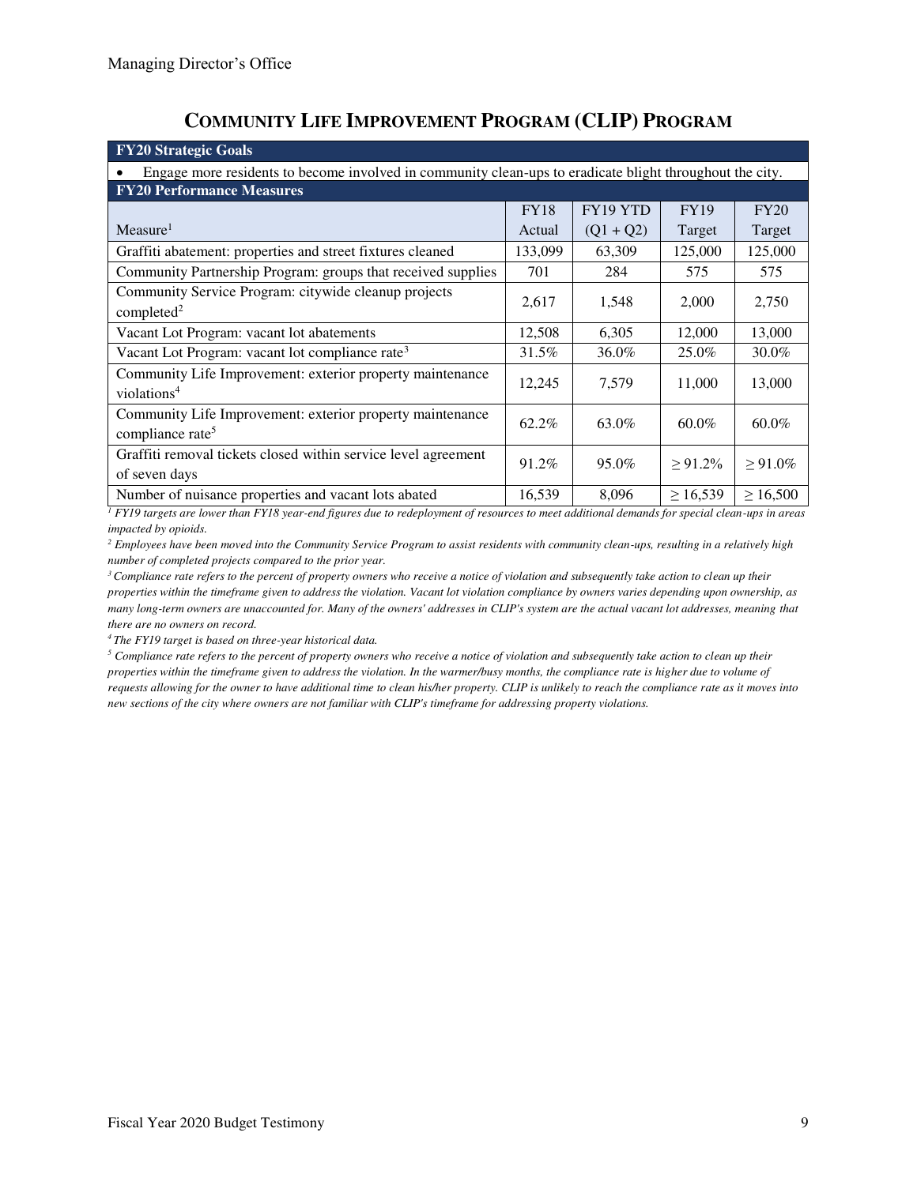## COMMUNITY LIFE IMPROVEMENT PROGRAM (CLIP) PROGRAM

**FY20 Strategic Goals**

- Engage more residents to become involved in community clean-ups to eradicate blight throughout the city.

**FY20 Performance Measures**

| Measure[1] | FY18 Actual | FY19 YTD (Q1 + Q2) | FY19 Target | FY20 Target |
|---|---|---|---|---|
| Graffiti abatement: properties and street fixtures cleaned | 133,099 | 63,309 | 125,000 | 125,000 |
| Community Partnership Program: groups that received supplies | 701 | 284 | 575 | 575 |
| Community Service Program: citywide cleanup projects completed[2] | 2,617 | 1,548 | 2,000 | 2,750 |
| Vacant Lot Program: vacant lot abatements | 12,508 | 6,305 | 12,000 | 13,000 |
| Vacant Lot Program: vacant lot compliance rate[3] | 31.5% | 36.0% | 25.0% | 30.0% |
| Community Life Improvement: exterior property maintenance violations[4] | 12,245 | 7,579 | 11,000 | 13,000 |
| Community Life Improvement: exterior property maintenance compliance rate[5] | 62.2% | 63.0% | 60.0% | 60.0% |
| Graffiti removal tickets closed within service level agreement of seven days | 91.2% | 95.0% | ≥ 91.2% | ≥ 91.0% |
| Number of nuisance properties and vacant lots abated | 16,539 | 8,096 | ≥ 16,539 | ≥ 16,500 |

*[1] FY19 targets are lower than FY18 year-end figures due to redeployment of resources to meet additional demands for special clean-ups in areas impacted by opioids.*

*[2] Employees have been moved into the Community Service Program to assist residents with community clean-ups, resulting in a relatively high number of completed projects compared to the prior year.*

*[3] Compliance rate refers to the percent of property owners who receive a notice of violation and subsequently take action to clean up their properties within the timeframe given to address the violation. Vacant lot violation compliance by owners varies depending upon ownership, as many long-term owners are unaccounted for. Many of the owners' addresses in CLIP's system are the actual vacant lot addresses, meaning that there are no owners on record.*

*[4] The FY19 target is based on three-year historical data.*

*[5] Compliance rate refers to the percent of property owners who receive a notice of violation and subsequently take action to clean up their properties within the timeframe given to address the violation. In the warmer/busy months, the compliance rate is higher due to volume of requests allowing for the owner to have additional time to clean his/her property. CLIP is unlikely to reach the compliance rate as it moves into new sections of the city where owners are not familiar with CLIP's timeframe for addressing property violations.*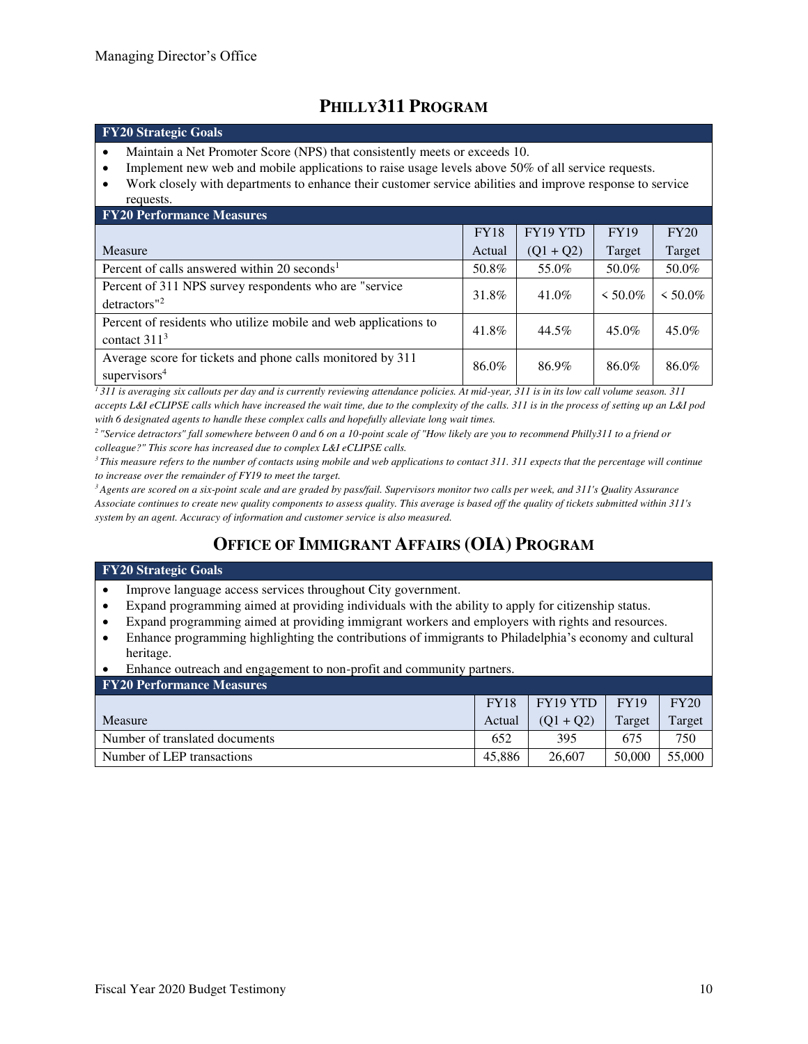## PHILLY311 PROGRAM

| FY20 Strategic Goals |
|---|

- Maintain a Net Promoter Score (NPS) that consistently meets or exceeds 10.
- Implement new web and mobile applications to raise usage levels above 50% of all service requests.
- Work closely with departments to enhance their customer service abilities and improve response to service requests.

**FY20 Performance Measures**

| Measure | FY18 Actual | FY19 YTD (Q1 + Q2) | FY19 Target | FY20 Target |
|---|---|---|---|---|
| Percent of calls answered within 20 seconds[1] | 50.8% | 55.0% | 50.0% | 50.0% |
| Percent of 311 NPS survey respondents who are "service detractors"[2] | 31.8% | 41.0% | < 50.0% | < 50.0% |
| Percent of residents who utilize mobile and web applications to contact 311[3] | 41.8% | 44.5% | 45.0% | 45.0% |
| Average score for tickets and phone calls monitored by 311 supervisors[4] | 86.0% | 86.9% | 86.0% | 86.0% |

*[1] 311 is averaging six callouts per day and is currently reviewing attendance policies. At mid-year, 311 is in its low call volume season. 311 accepts L&I eCLIPSE calls which have increased the wait time, due to the complexity of the calls. 311 is in the process of setting up an L&I pod with 6 designated agents to handle these complex calls and hopefully alleviate long wait times.*

*[2] "Service detractors" fall somewhere between 0 and 6 on a 10-point scale of "How likely are you to recommend Philly311 to a friend or colleague?" This score has increased due to complex L&I eCLIPSE calls.*

*[3] This measure refers to the number of contacts using mobile and web applications to contact 311. 311 expects that the percentage will continue to increase over the remainder of FY19 to meet the target.*

*[3] Agents are scored on a six-point scale and are graded by pass/fail. Supervisors monitor two calls per week, and 311's Quality Assurance Associate continues to create new quality components to assess quality. This average is based off the quality of tickets submitted within 311's system by an agent. Accuracy of information and customer service is also measured.*

## OFFICE OF IMMIGRANT AFFAIRS (OIA) PROGRAM

| FY20 Strategic Goals |
|---|

- Improve language access services throughout City government.
- Expand programming aimed at providing individuals with the ability to apply for citizenship status.
- Expand programming aimed at providing immigrant workers and employers with rights and resources.
- Enhance programming highlighting the contributions of immigrants to Philadelphia's economy and cultural heritage.
- Enhance outreach and engagement to non-profit and community partners.

**FY20 Performance Measures**

| Measure | FY18 Actual | FY19 YTD (Q1 + Q2) | FY19 Target | FY20 Target |
|---|---|---|---|---|
| Number of translated documents | 652 | 395 | 675 | 750 |
| Number of LEP transactions | 45,886 | 26,607 | 50,000 | 55,000 |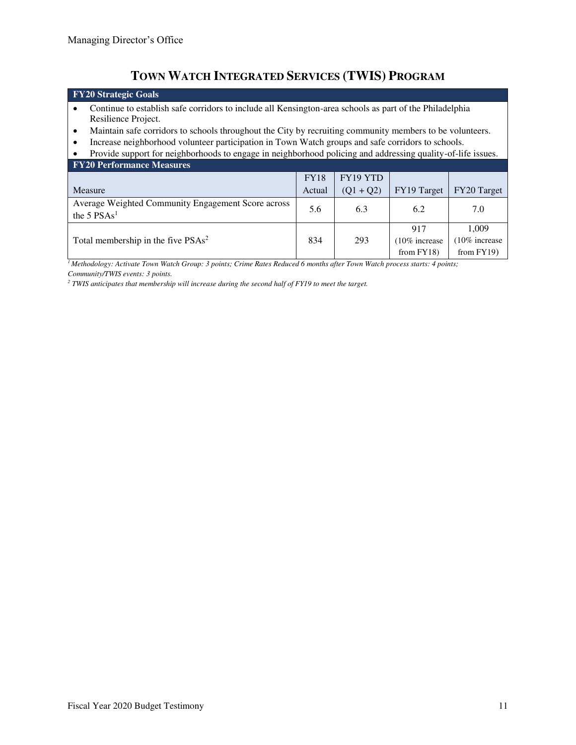# TOWN WATCH INTEGRATED SERVICES (TWIS) PROGRAM

**FY20 Strategic Goals**

- Continue to establish safe corridors to include all Kensington-area schools as part of the Philadelphia Resilience Project.
- Maintain safe corridors to schools throughout the City by recruiting community members to be volunteers.
- Increase neighborhood volunteer participation in Town Watch groups and safe corridors to schools.
- Provide support for neighborhoods to engage in neighborhood policing and addressing quality-of-life issues.

**FY20 Performance Measures**

| Measure | FY18 Actual | FY19 YTD (Q1 + Q2) | FY19 Target | FY20 Target |
|---|---|---|---|---|
| Average Weighted Community Engagement Score across the 5 PSAs[1] | 5.6 | 6.3 | 6.2 | 7.0 |
| Total membership in the five PSAs[2] | 834 | 293 | 917 (10% increase from FY18) | 1,009 (10% increase from FY19) |

*[1] Methodology: Activate Town Watch Group: 3 points; Crime Rates Reduced 6 months after Town Watch process starts: 4 points; Community/TWIS events: 3 points.*

*[2] TWIS anticipates that membership will increase during the second half of FY19 to meet the target.*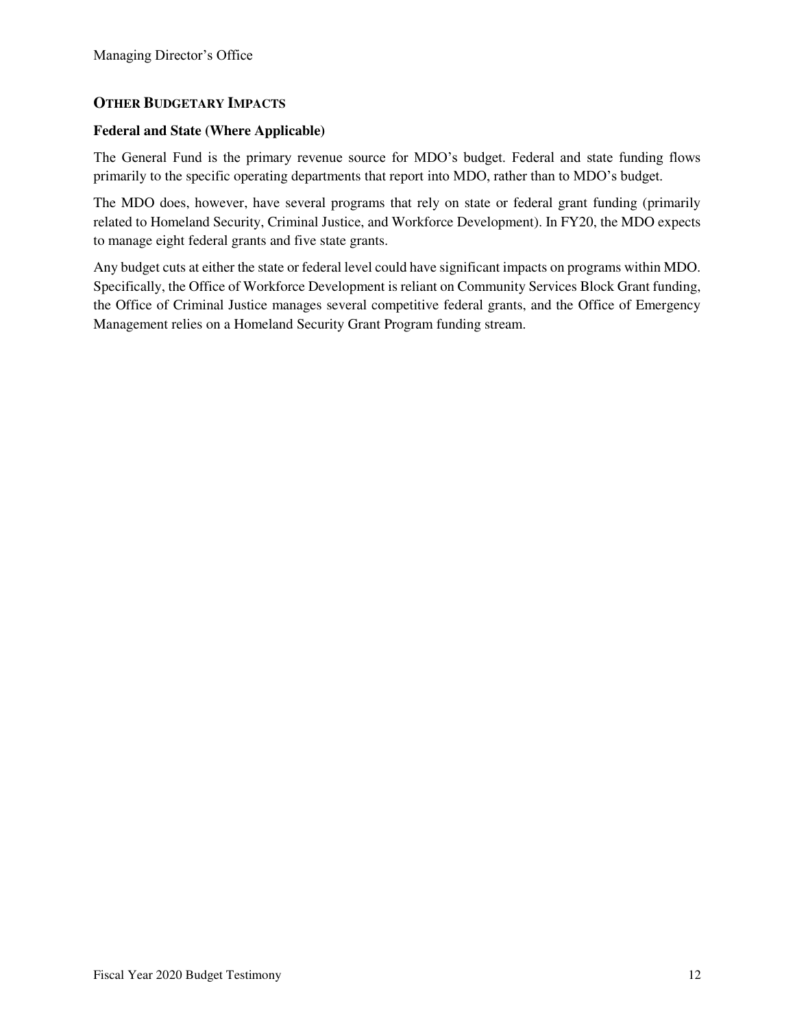## OTHER BUDGETARY IMPACTS

### Federal and State (Where Applicable)

The General Fund is the primary revenue source for MDO's budget. Federal and state funding flows primarily to the specific operating departments that report into MDO, rather than to MDO's budget.

The MDO does, however, have several programs that rely on state or federal grant funding (primarily related to Homeland Security, Criminal Justice, and Workforce Development). In FY20, the MDO expects to manage eight federal grants and five state grants.

Any budget cuts at either the state or federal level could have significant impacts on programs within MDO. Specifically, the Office of Workforce Development is reliant on Community Services Block Grant funding, the Office of Criminal Justice manages several competitive federal grants, and the Office of Emergency Management relies on a Homeland Security Grant Program funding stream.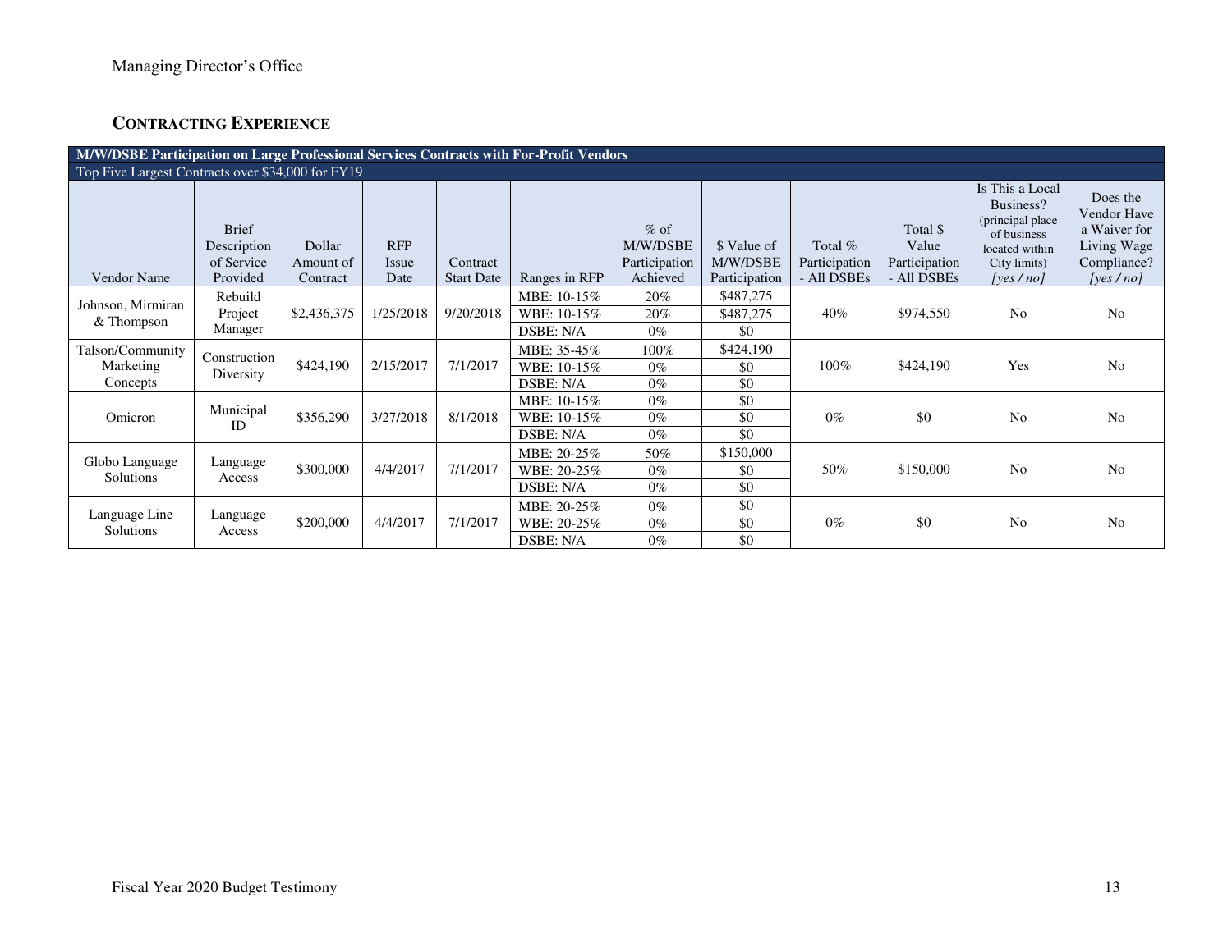## CONTRACTING EXPERIENCE

| M/W/DSBE Participation on Large Professional Services Contracts with For-Profit Vendors | | | | | | | | | | | |
|---|---|---|---|---|---|---|---|---|---|---|---|
| Top Five Largest Contracts over $34,000 for FY19 | | | | | | | | | | | |
| Vendor Name | Brief Description of Service Provided | Dollar Amount of Contract | RFP Issue Date | Contract Start Date | Ranges in RFP | % of M/W/DSBE Participation Achieved | $ Value of M/W/DSBE Participation | Total % Participation - All DSBEs | Total $ Value Participation - All DSBEs | Is This a Local Business? (principal place of business located within City limits) *[yes / no]* | Does the Vendor Have a Waiver for Living Wage Compliance? *[yes / no]* |
| Johnson, Mirmiran & Thompson | Rebuild Project Manager | $2,436,375 | 1/25/2018 | 9/20/2018 | MBE: 10-15% | 20% | $487,275 | 40% | $974,550 | No | No |
| | | | | | WBE: 10-15% | 20% | $487,275 | | | | |
| | | | | | DSBE: N/A | 0% | $0 | | | | |
| Talson/Community Marketing Concepts | Construction Diversity | $424,190 | 2/15/2017 | 7/1/2017 | MBE: 35-45% | 100% | $424,190 | 100% | $424,190 | Yes | No |
| | | | | | WBE: 10-15% | 0% | $0 | | | | |
| | | | | | DSBE: N/A | 0% | $0 | | | | |
| Omicron | Municipal ID | $356,290 | 3/27/2018 | 8/1/2018 | MBE: 10-15% | 0% | $0 | 0% | $0 | No | No |
| | | | | | WBE: 10-15% | 0% | $0 | | | | |
| | | | | | DSBE: N/A | 0% | $0 | | | | |
| Globo Language Solutions | Language Access | $300,000 | 4/4/2017 | 7/1/2017 | MBE: 20-25% | 50% | $150,000 | 50% | $150,000 | No | No |
| | | | | | WBE: 20-25% | 0% | $0 | | | | |
| | | | | | DSBE: N/A | 0% | $0 | | | | |
| Language Line Solutions | Language Access | $200,000 | 4/4/2017 | 7/1/2017 | MBE: 20-25% | 0% | $0 | 0% | $0 | No | No |
| | | | | | WBE: 20-25% | 0% | $0 | | | | |
| | | | | | DSBE: N/A | 0% | $0 | | | | |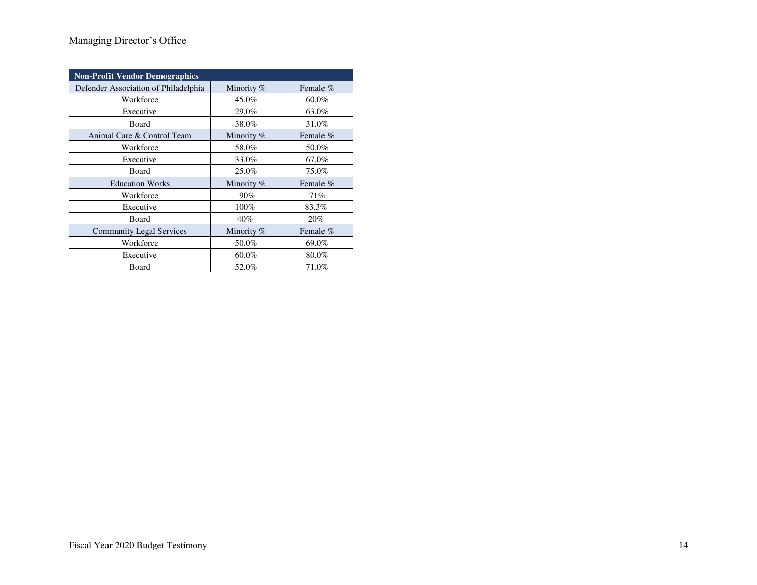| Non-Profit Vendor Demographics | | |
|---|---|---|
| Defender Association of Philadelphia | Minority % | Female % |
| Workforce | 45.0% | 60.0% |
| Executive | 29.0% | 63.0% |
| Board | 38.0% | 31.0% |
| Animal Care & Control Team | Minority % | Female % |
| Workforce | 58.0% | 50.0% |
| Executive | 33.0% | 67.0% |
| Board | 25.0% | 75.0% |
| Education Works | Minority % | Female % |
| Workforce | 90% | 71% |
| Executive | 100% | 83.3% |
| Board | 40% | 20% |
| Community Legal Services | Minority % | Female % |
| Workforce | 50.0% | 69.0% |
| Executive | 60.0% | 80.0% |
| Board | 52.0% | 71.0% |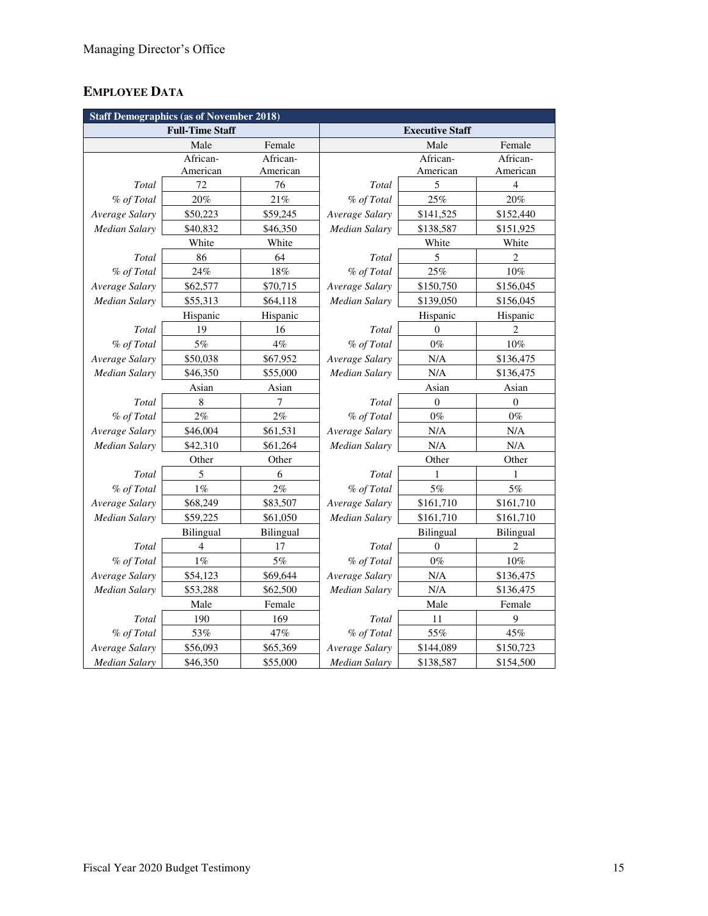## EMPLOYEE DATA

| Staff Demographics (as of November 2018) | | | | | |
|---|---|---|---|---|---|
| Full-Time Staff | | | Executive Staff | | |
| | Male | Female | | Male | Female |
| | African-American | African-American | | African-American | African-American |
| *Total* | 72 | 76 | *Total* | 5 | 4 |
| *% of Total* | 20% | 21% | *% of Total* | 25% | 20% |
| *Average Salary* | $50,223 | $59,245 | *Average Salary* | $141,525 | $152,440 |
| *Median Salary* | $40,832 | $46,350 | *Median Salary* | $138,587 | $151,925 |
| | White | White | | White | White |
| *Total* | 86 | 64 | *Total* | 5 | 2 |
| *% of Total* | 24% | 18% | *% of Total* | 25% | 10% |
| *Average Salary* | $62,577 | $70,715 | *Average Salary* | $150,750 | $156,045 |
| *Median Salary* | $55,313 | $64,118 | *Median Salary* | $139,050 | $156,045 |
| | Hispanic | Hispanic | | Hispanic | Hispanic |
| *Total* | 19 | 16 | *Total* | 0 | 2 |
| *% of Total* | 5% | 4% | *% of Total* | 0% | 10% |
| *Average Salary* | $50,038 | $67,952 | *Average Salary* | N/A | $136,475 |
| *Median Salary* | $46,350 | $55,000 | *Median Salary* | N/A | $136,475 |
| | Asian | Asian | | Asian | Asian |
| *Total* | 8 | 7 | *Total* | 0 | 0 |
| *% of Total* | 2% | 2% | *% of Total* | 0% | 0% |
| *Average Salary* | $46,004 | $61,531 | *Average Salary* | N/A | N/A |
| *Median Salary* | $42,310 | $61,264 | *Median Salary* | N/A | N/A |
| | Other | Other | | Other | Other |
| *Total* | 5 | 6 | *Total* | 1 | 1 |
| *% of Total* | 1% | 2% | *% of Total* | 5% | 5% |
| *Average Salary* | $68,249 | $83,507 | *Average Salary* | $161,710 | $161,710 |
| *Median Salary* | $59,225 | $61,050 | *Median Salary* | $161,710 | $161,710 |
| | Bilingual | Bilingual | | Bilingual | Bilingual |
| *Total* | 4 | 17 | *Total* | 0 | 2 |
| *% of Total* | 1% | 5% | *% of Total* | 0% | 10% |
| *Average Salary* | $54,123 | $69,644 | *Average Salary* | N/A | $136,475 |
| *Median Salary* | $53,288 | $62,500 | *Median Salary* | N/A | $136,475 |
| | Male | Female | | Male | Female |
| *Total* | 190 | 169 | *Total* | 11 | 9 |
| *% of Total* | 53% | 47% | *% of Total* | 55% | 45% |
| *Average Salary* | $56,093 | $65,369 | *Average Salary* | $144,089 | $150,723 |
| *Median Salary* | $46,350 | $55,000 | *Median Salary* | $138,587 | $154,500 |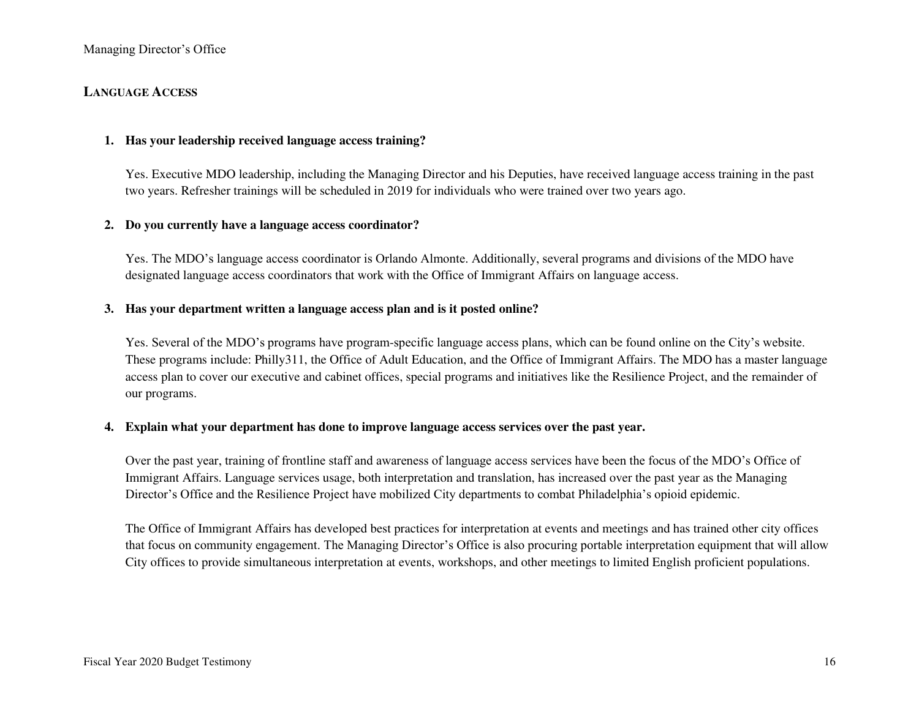## LANGUAGE ACCESS

1. **Has your leadership received language access training?**

   Yes. Executive MDO leadership, including the Managing Director and his Deputies, have received language access training in the past two years. Refresher trainings will be scheduled in 2019 for individuals who were trained over two years ago.

2. **Do you currently have a language access coordinator?**

   Yes. The MDO's language access coordinator is Orlando Almonte. Additionally, several programs and divisions of the MDO have designated language access coordinators that work with the Office of Immigrant Affairs on language access.

3. **Has your department written a language access plan and is it posted online?**

   Yes. Several of the MDO's programs have program-specific language access plans, which can be found online on the City's website. These programs include: Philly311, the Office of Adult Education, and the Office of Immigrant Affairs. The MDO has a master language access plan to cover our executive and cabinet offices, special programs and initiatives like the Resilience Project, and the remainder of our programs.

4. **Explain what your department has done to improve language access services over the past year.**

   Over the past year, training of frontline staff and awareness of language access services have been the focus of the MDO's Office of Immigrant Affairs. Language services usage, both interpretation and translation, has increased over the past year as the Managing Director's Office and the Resilience Project have mobilized City departments to combat Philadelphia's opioid epidemic.

   The Office of Immigrant Affairs has developed best practices for interpretation at events and meetings and has trained other city offices that focus on community engagement. The Managing Director's Office is also procuring portable interpretation equipment that will allow City offices to provide simultaneous interpretation at events, workshops, and other meetings to limited English proficient populations.